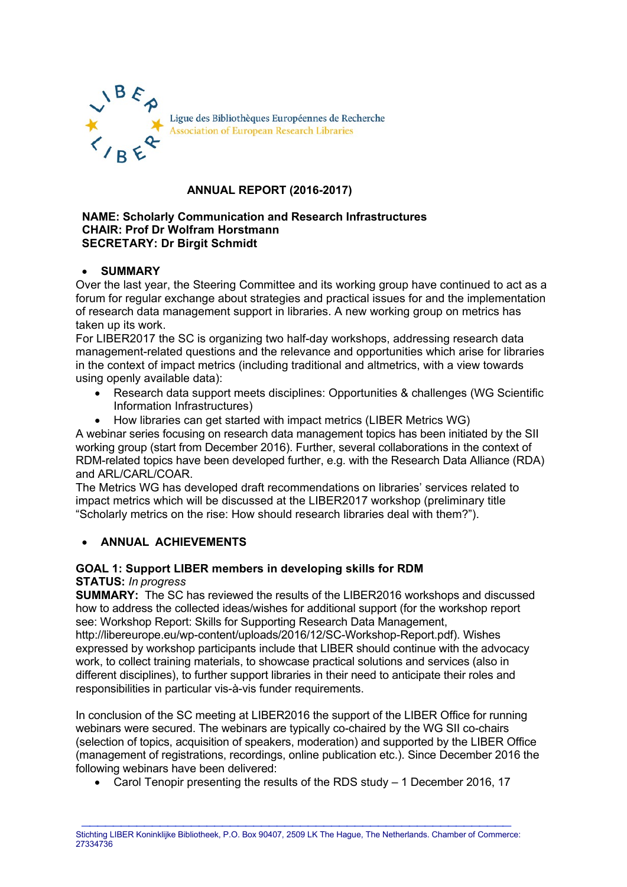Ligue des Bibliothèques Européennes de Recherche
Association of European Research Libraries

# ANNUAL REPORT (2016-2017)

**NAME: Scholarly Communication and Research Infrastructures**
**CHAIR: Prof Dr Wolfram Horstmann**
**SECRETARY: Dr Birgit Schmidt**

- **SUMMARY**

Over the last year, the Steering Committee and its working group have continued to act as a forum for regular exchange about strategies and practical issues for and the implementation of research data management support in libraries. A new working group on metrics has taken up its work.

For LIBER2017 the SC is organizing two half-day workshops, addressing research data management-related questions and the relevance and opportunities which arise for libraries in the context of impact metrics (including traditional and altmetrics, with a view towards using openly available data):

- Research data support meets disciplines: Opportunities & challenges (WG Scientific Information Infrastructures)
- How libraries can get started with impact metrics (LIBER Metrics WG)

A webinar series focusing on research data management topics has been initiated by the SII working group (start from December 2016). Further, several collaborations in the context of RDM-related topics have been developed further, e.g. with the Research Data Alliance (RDA) and ARL/CARL/COAR.

The Metrics WG has developed draft recommendations on libraries' services related to impact metrics which will be discussed at the LIBER2017 workshop (preliminary title "Scholarly metrics on the rise: How should research libraries deal with them?").

- **ANNUAL ACHIEVEMENTS**

**GOAL 1: Support LIBER members in developing skills for RDM**
**STATUS:** *In progress*
**SUMMARY:** The SC has reviewed the results of the LIBER2016 workshops and discussed how to address the collected ideas/wishes for additional support (for the workshop report see: Workshop Report: Skills for Supporting Research Data Management, http://libereurope.eu/wp-content/uploads/2016/12/SC-Workshop-Report.pdf). Wishes expressed by workshop participants include that LIBER should continue with the advocacy work, to collect training materials, to showcase practical solutions and services (also in different disciplines), to further support libraries in their need to anticipate their roles and responsibilities in particular vis-à-vis funder requirements.

In conclusion of the SC meeting at LIBER2016 the support of the LIBER Office for running webinars were secured. The webinars are typically co-chaired by the WG SII co-chairs (selection of topics, acquisition of speakers, moderation) and supported by the LIBER Office (management of registrations, recordings, online publication etc.). Since December 2016 the following webinars have been delivered:

- Carol Tenopir presenting the results of the RDS study – 1 December 2016, 17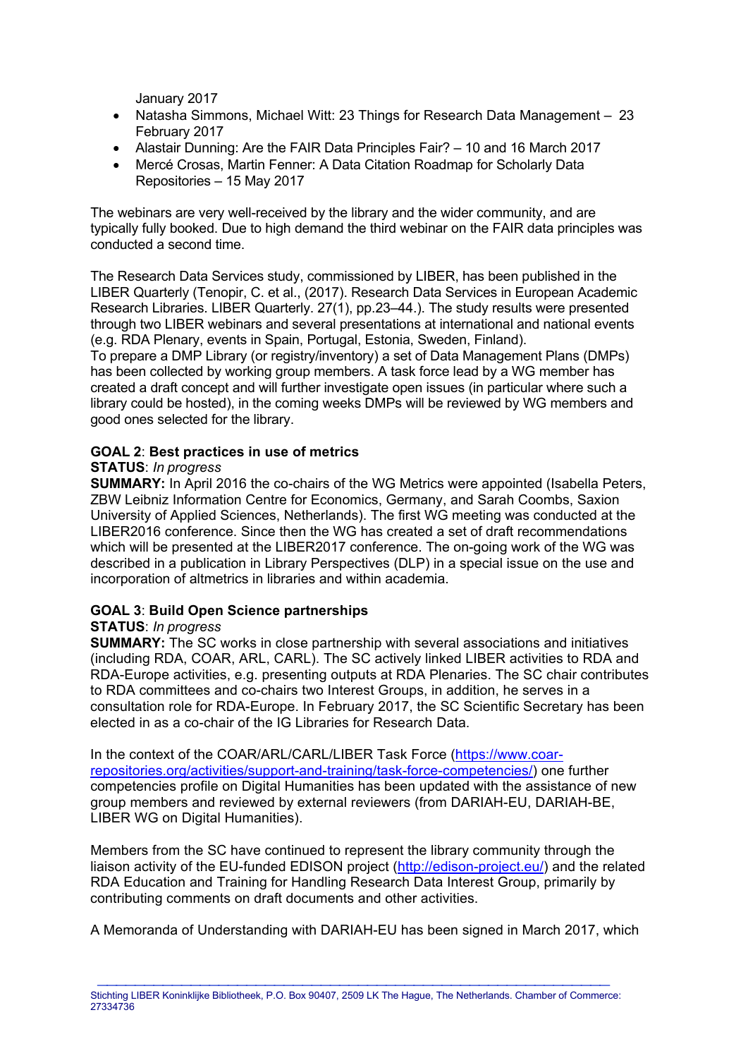January 2017

- Natasha Simmons, Michael Witt: 23 Things for Research Data Management – 23 February 2017
- Alastair Dunning: Are the FAIR Data Principles Fair? – 10 and 16 March 2017
- Mercé Crosas, Martin Fenner: A Data Citation Roadmap for Scholarly Data Repositories – 15 May 2017

The webinars are very well-received by the library and the wider community, and are typically fully booked. Due to high demand the third webinar on the FAIR data principles was conducted a second time.

The Research Data Services study, commissioned by LIBER, has been published in the LIBER Quarterly (Tenopir, C. et al., (2017). Research Data Services in European Academic Research Libraries. LIBER Quarterly. 27(1), pp.23–44.). The study results were presented through two LIBER webinars and several presentations at international and national events (e.g. RDA Plenary, events in Spain, Portugal, Estonia, Sweden, Finland).
To prepare a DMP Library (or registry/inventory) a set of Data Management Plans (DMPs) has been collected by working group members. A task force lead by a WG member has created a draft concept and will further investigate open issues (in particular where such a library could be hosted), in the coming weeks DMPs will be reviewed by WG members and good ones selected for the library.

**GOAL 2**: **Best practices in use of metrics**
**STATUS**: *In progress*
**SUMMARY:** In April 2016 the co-chairs of the WG Metrics were appointed (Isabella Peters, ZBW Leibniz Information Centre for Economics, Germany, and Sarah Coombs, Saxion University of Applied Sciences, Netherlands). The first WG meeting was conducted at the LIBER2016 conference. Since then the WG has created a set of draft recommendations which will be presented at the LIBER2017 conference. The on-going work of the WG was described in a publication in Library Perspectives (DLP) in a special issue on the use and incorporation of altmetrics in libraries and within academia.

**GOAL 3**: **Build Open Science partnerships**
**STATUS**: *In progress*
**SUMMARY:** The SC works in close partnership with several associations and initiatives (including RDA, COAR, ARL, CARL). The SC actively linked LIBER activities to RDA and RDA-Europe activities, e.g. presenting outputs at RDA Plenaries. The SC chair contributes to RDA committees and co-chairs two Interest Groups, in addition, he serves in a consultation role for RDA-Europe. In February 2017, the SC Scientific Secretary has been elected in as a co-chair of the IG Libraries for Research Data.

In the context of the COAR/ARL/CARL/LIBER Task Force (https://www.coar-repositories.org/activities/support-and-training/task-force-competencies/) one further competencies profile on Digital Humanities has been updated with the assistance of new group members and reviewed by external reviewers (from DARIAH-EU, DARIAH-BE, LIBER WG on Digital Humanities).

Members from the SC have continued to represent the library community through the liaison activity of the EU-funded EDISON project (http://edison-project.eu/) and the related RDA Education and Training for Handling Research Data Interest Group, primarily by contributing comments on draft documents and other activities.

A Memoranda of Understanding with DARIAH-EU has been signed in March 2017, which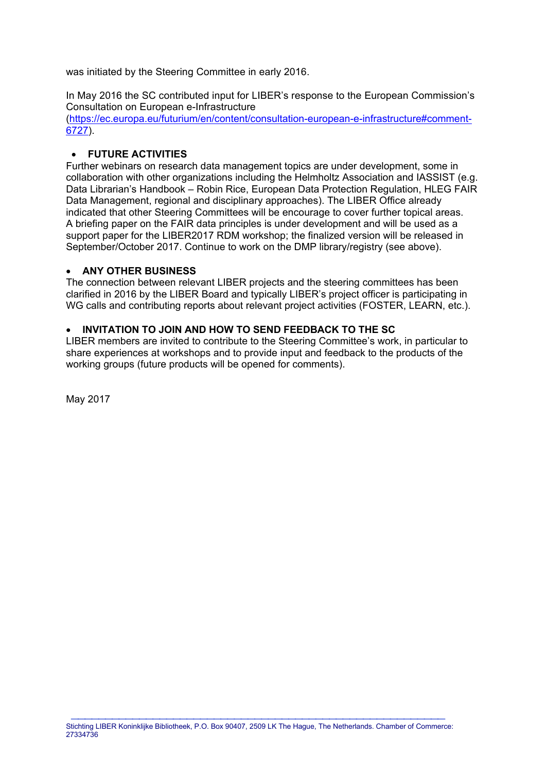was initiated by the Steering Committee in early 2016.

In May 2016 the SC contributed input for LIBER's response to the European Commission's Consultation on European e-Infrastructure (https://ec.europa.eu/futurium/en/content/consultation-european-e-infrastructure#comment-6727).

- **FUTURE ACTIVITIES**

Further webinars on research data management topics are under development, some in collaboration with other organizations including the Helmholtz Association and IASSIST (e.g. Data Librarian's Handbook – Robin Rice, European Data Protection Regulation, HLEG FAIR Data Management, regional and disciplinary approaches). The LIBER Office already indicated that other Steering Committees will be encourage to cover further topical areas. A briefing paper on the FAIR data principles is under development and will be used as a support paper for the LIBER2017 RDM workshop; the finalized version will be released in September/October 2017. Continue to work on the DMP library/registry (see above).

- **ANY OTHER BUSINESS**

The connection between relevant LIBER projects and the steering committees has been clarified in 2016 by the LIBER Board and typically LIBER's project officer is participating in WG calls and contributing reports about relevant project activities (FOSTER, LEARN, etc.).

- **INVITATION TO JOIN AND HOW TO SEND FEEDBACK TO THE SC**

LIBER members are invited to contribute to the Steering Committee's work, in particular to share experiences at workshops and to provide input and feedback to the products of the working groups (future products will be opened for comments).

May 2017